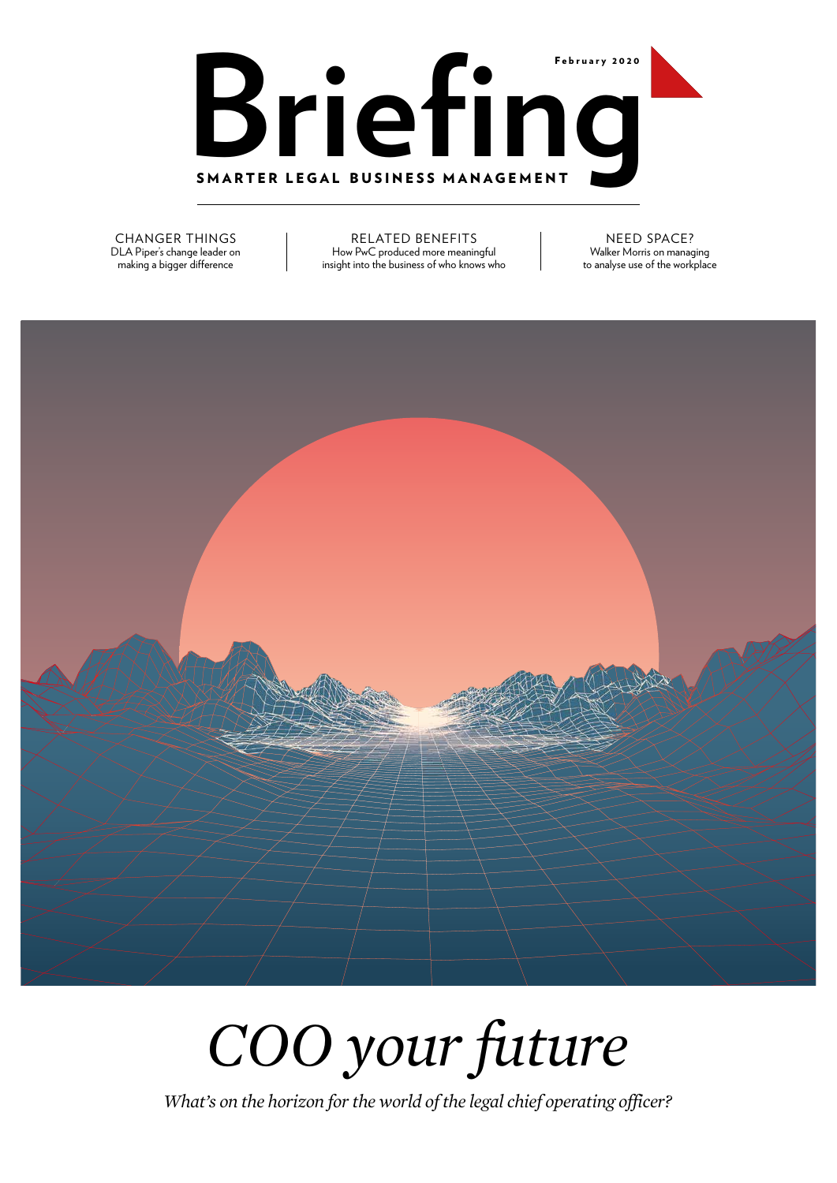# Briefing

February 2020

**SMARTER LEGAL BUSINESS MANAGEMENT**

CHANGER THINGS
DLA Piper's change leader on making a bigger difference

RELATED BENEFITS
How PwC produced more meaningful insight into the business of who knows who

NEED SPACE?
Walker Morris on managing to analyse use of the workplace

## *COO your future*

*What's on the horizon for the world of the legal chief operating officer?*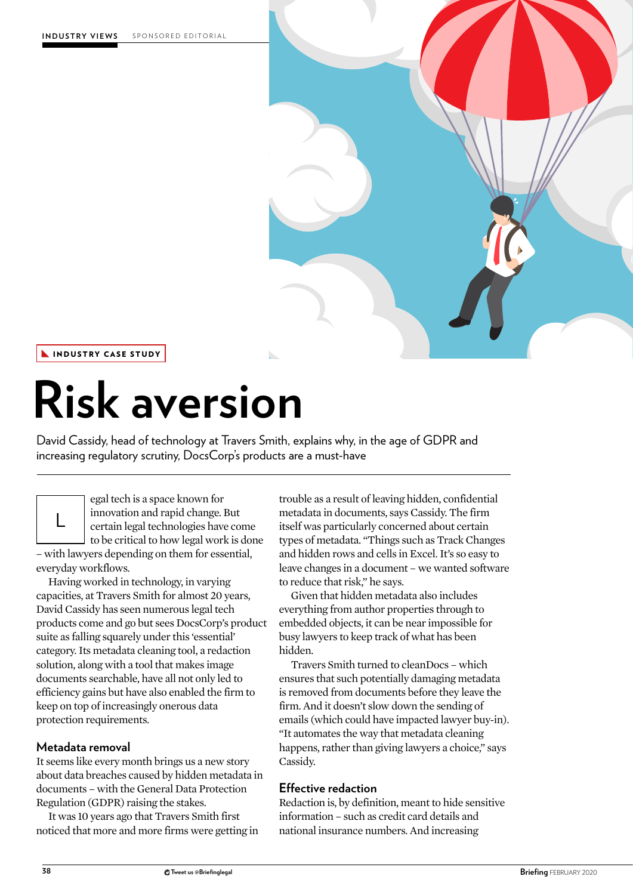INDUSTRY VIEWS SPONSORED EDITORIAL

INDUSTRY CASE STUDY

# Risk aversion

David Cassidy, head of technology at Travers Smith, explains why, in the age of GDPR and increasing regulatory scrutiny, DocsCorp's products are a must-have

Legal tech is a space known for innovation and rapid change. But certain legal technologies have come to be critical to how legal work is done – with lawyers depending on them for essential, everyday workflows.

Having worked in technology, in varying capacities, at Travers Smith for almost 20 years, David Cassidy has seen numerous legal tech products come and go but sees DocsCorp's product suite as falling squarely under this 'essential' category. Its metadata cleaning tool, a redaction solution, along with a tool that makes image documents searchable, have all not only led to efficiency gains but have also enabled the firm to keep on top of increasingly onerous data protection requirements.

## Metadata removal

It seems like every month brings us a new story about data breaches caused by hidden metadata in documents – with the General Data Protection Regulation (GDPR) raising the stakes.

It was 10 years ago that Travers Smith first noticed that more and more firms were getting in trouble as a result of leaving hidden, confidential metadata in documents, says Cassidy. The firm itself was particularly concerned about certain types of metadata. "Things such as Track Changes and hidden rows and cells in Excel. It's so easy to leave changes in a document – we wanted software to reduce that risk," he says.

Given that hidden metadata also includes everything from author properties through to embedded objects, it can be near impossible for busy lawyers to keep track of what has been hidden.

Travers Smith turned to cleanDocs – which ensures that such potentially damaging metadata is removed from documents before they leave the firm. And it doesn't slow down the sending of emails (which could have impacted lawyer buy-in). "It automates the way that metadata cleaning happens, rather than giving lawyers a choice," says Cassidy.

## Effective redaction

Redaction is, by definition, meant to hide sensitive information – such as credit card details and national insurance numbers. And increasing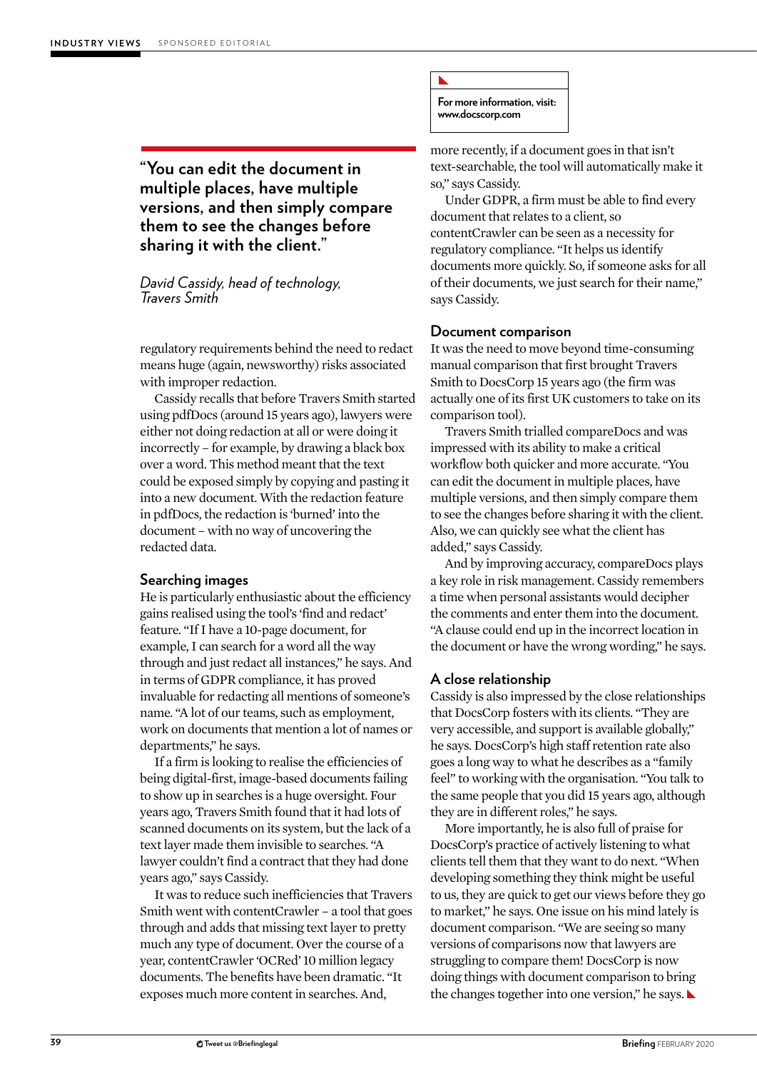> **"You can edit the document in multiple places, have multiple versions, and then simply compare them to see the changes before sharing it with the client."**
>
> *David Cassidy, head of technology, Travers Smith*

regulatory requirements behind the need to redact means huge (again, newsworthy) risks associated with improper redaction.

Cassidy recalls that before Travers Smith started using pdfDocs (around 15 years ago), lawyers were either not doing redaction at all or were doing it incorrectly – for example, by drawing a black box over a word. This method meant that the text could be exposed simply by copying and pasting it into a new document. With the redaction feature in pdfDocs, the redaction is 'burned' into the document – with no way of uncovering the redacted data.

### Searching images

He is particularly enthusiastic about the efficiency gains realised using the tool's 'find and redact' feature. "If I have a 10-page document, for example, I can search for a word all the way through and just redact all instances," he says. And in terms of GDPR compliance, it has proved invaluable for redacting all mentions of someone's name. "A lot of our teams, such as employment, work on documents that mention a lot of names or departments," he says.

If a firm is looking to realise the efficiencies of being digital-first, image-based documents failing to show up in searches is a huge oversight. Four years ago, Travers Smith found that it had lots of scanned documents on its system, but the lack of a text layer made them invisible to searches. "A lawyer couldn't find a contract that they had done years ago," says Cassidy.

It was to reduce such inefficiencies that Travers Smith went with contentCrawler – a tool that goes through and adds that missing text layer to pretty much any type of document. Over the course of a year, contentCrawler 'OCRed' 10 million legacy documents. The benefits have been dramatic. "It exposes much more content in searches. And, more recently, if a document goes in that isn't text-searchable, the tool will automatically make it so," says Cassidy.

Under GDPR, a firm must be able to find every document that relates to a client, so contentCrawler can be seen as a necessity for regulatory compliance. "It helps us identify documents more quickly. So, if someone asks for all of their documents, we just search for their name," says Cassidy.

### Document comparison

It was the need to move beyond time-consuming manual comparison that first brought Travers Smith to DocsCorp 15 years ago (the firm was actually one of its first UK customers to take on its comparison tool).

Travers Smith trialled compareDocs and was impressed with its ability to make a critical workflow both quicker and more accurate. "You can edit the document in multiple places, have multiple versions, and then simply compare them to see the changes before sharing it with the client. Also, we can quickly see what the client has added," says Cassidy.

And by improving accuracy, compareDocs plays a key role in risk management. Cassidy remembers a time when personal assistants would decipher the comments and enter them into the document. "A clause could end up in the incorrect location in the document or have the wrong wording," he says.

### A close relationship

Cassidy is also impressed by the close relationships that DocsCorp fosters with its clients. "They are very accessible, and support is available globally," he says. DocsCorp's high staff retention rate also goes a long way to what he describes as a "family feel" to working with the organisation. "You talk to the same people that you did 15 years ago, although they are in different roles," he says.

More importantly, he is also full of praise for DocsCorp's practice of actively listening to what clients tell them that they want to do next. "When developing something they think might be useful to us, they are quick to get our views before they go to market," he says. One issue on his mind lately is document comparison. "We are seeing so many versions of comparisons now that lawyers are struggling to compare them! DocsCorp is now doing things with document comparison to bring the changes together into one version," he says.

**For more information, visit: www.docscorp.com**